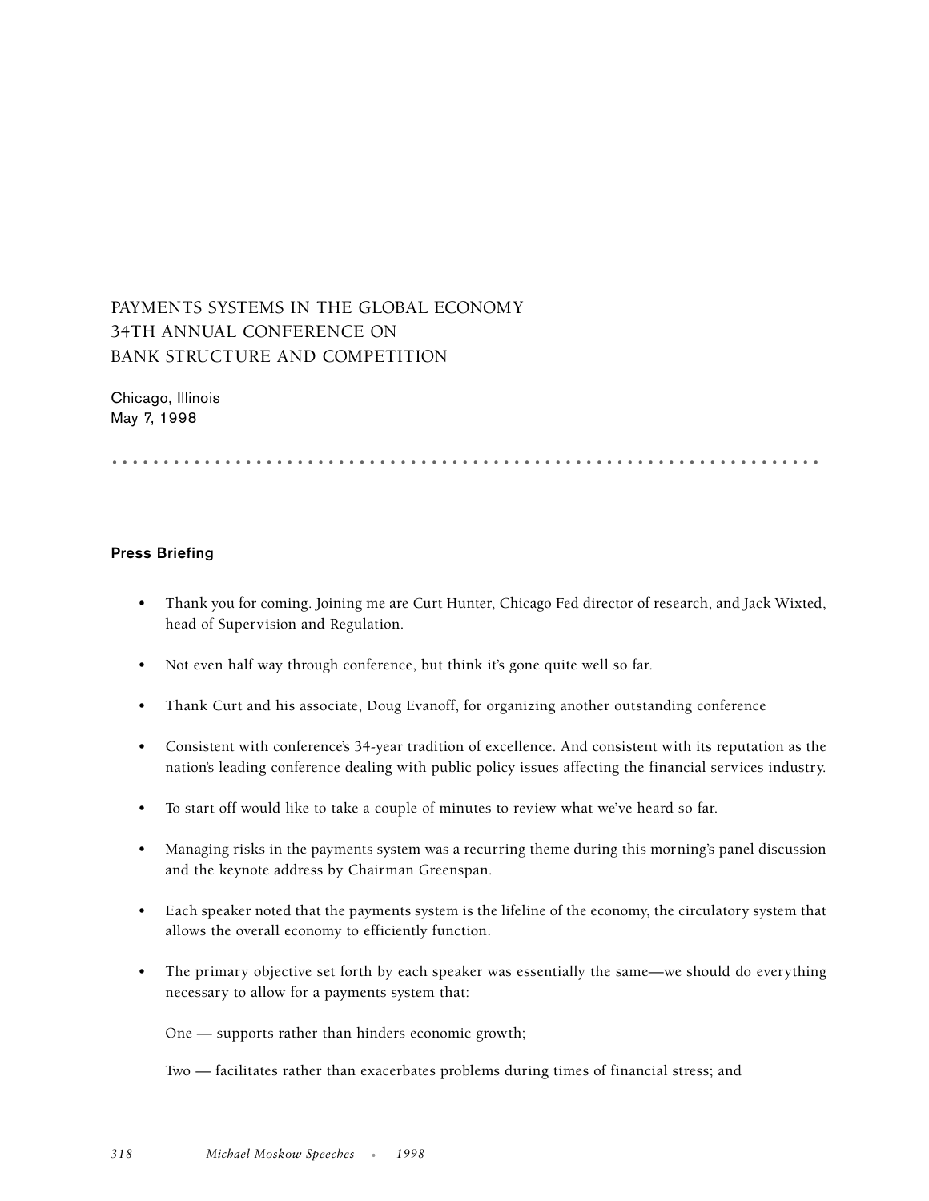# PAYMENTS SYSTEMS IN THE GLOBAL ECONOMY 34TH ANNUAL CONFERENCE ON BANK STRUCTURE AND COMPETITION

Chicago, Illinois
May 7, 1998

## Press Briefing

- Thank you for coming. Joining me are Curt Hunter, Chicago Fed director of research, and Jack Wixted, head of Supervision and Regulation.
- Not even half way through conference, but think it's gone quite well so far.
- Thank Curt and his associate, Doug Evanoff, for organizing another outstanding conference
- Consistent with conference's 34-year tradition of excellence. And consistent with its reputation as the nation's leading conference dealing with public policy issues affecting the financial services industry.
- To start off would like to take a couple of minutes to review what we've heard so far.
- Managing risks in the payments system was a recurring theme during this morning's panel discussion and the keynote address by Chairman Greenspan.
- Each speaker noted that the payments system is the lifeline of the economy, the circulatory system that allows the overall economy to efficiently function.
- The primary objective set forth by each speaker was essentially the same—we should do everything necessary to allow for a payments system that:

  One — supports rather than hinders economic growth;

  Two — facilitates rather than exacerbates problems during times of financial stress; and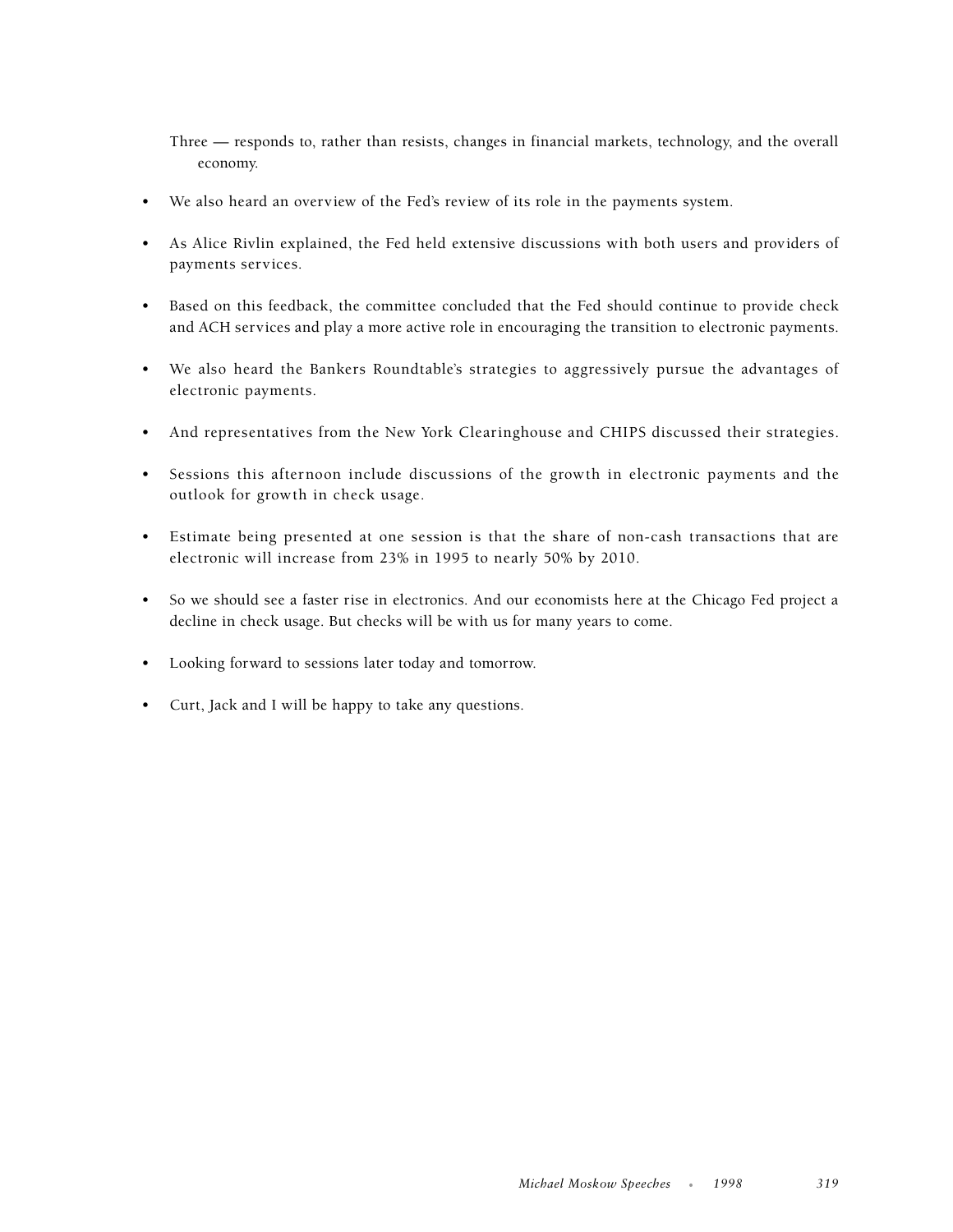Three — responds to, rather than resists, changes in financial markets, technology, and the overall economy.

- We also heard an overview of the Fed's review of its role in the payments system.
- As Alice Rivlin explained, the Fed held extensive discussions with both users and providers of payments services.
- Based on this feedback, the committee concluded that the Fed should continue to provide check and ACH services and play a more active role in encouraging the transition to electronic payments.
- We also heard the Bankers Roundtable's strategies to aggressively pursue the advantages of electronic payments.
- And representatives from the New York Clearinghouse and CHIPS discussed their strategies.
- Sessions this afternoon include discussions of the growth in electronic payments and the outlook for growth in check usage.
- Estimate being presented at one session is that the share of non-cash transactions that are electronic will increase from 23% in 1995 to nearly 50% by 2010.
- So we should see a faster rise in electronics. And our economists here at the Chicago Fed project a decline in check usage. But checks will be with us for many years to come.
- Looking forward to sessions later today and tomorrow.
- Curt, Jack and I will be happy to take any questions.